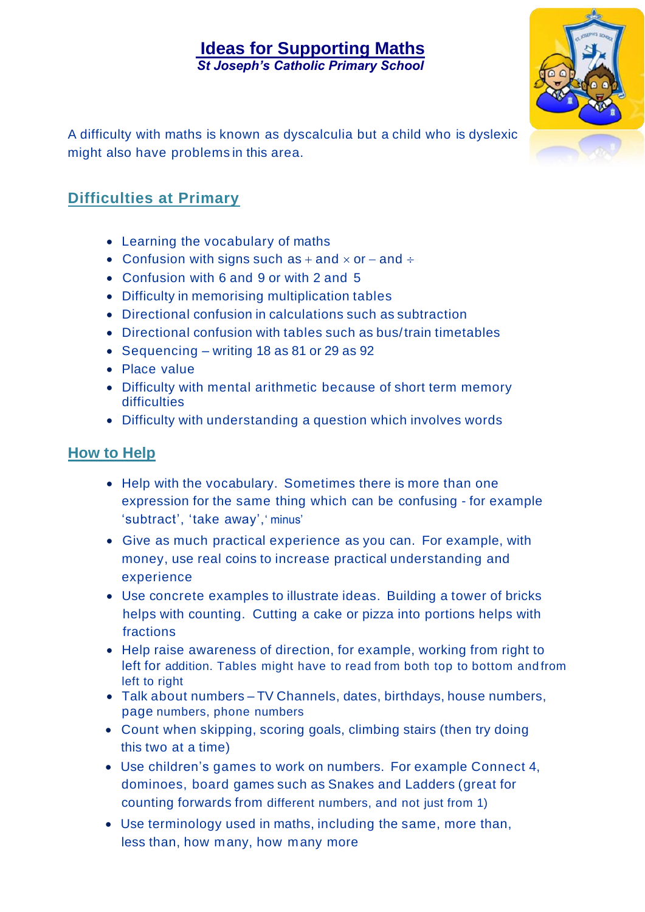# Ideas for Supporting Maths

***St Joseph's Catholic Primary School***

A difficulty with maths is known as dyscalculia but a child who is dyslexic might also have problems in this area.

## Difficulties at Primary

- Learning the vocabulary of maths
- Confusion with signs such as + and × or – and ÷
- Confusion with 6 and 9 or with 2 and 5
- Difficulty in memorising multiplication tables
- Directional confusion in calculations such as subtraction
- Directional confusion with tables such as bus/train timetables
- Sequencing – writing 18 as 81 or 29 as 92
- Place value
- Difficulty with mental arithmetic because of short term memory difficulties
- Difficulty with understanding a question which involves words

## How to Help

- Help with the vocabulary. Sometimes there is more than one expression for the same thing which can be confusing - for example 'subtract', 'take away', 'minus'
- Give as much practical experience as you can. For example, with money, use real coins to increase practical understanding and experience
- Use concrete examples to illustrate ideas. Building a tower of bricks helps with counting. Cutting a cake or pizza into portions helps with fractions
- Help raise awareness of direction, for example, working from right to left for addition. Tables might have to read from both top to bottom and from left to right
- Talk about numbers – TV Channels, dates, birthdays, house numbers, page numbers, phone numbers
- Count when skipping, scoring goals, climbing stairs (then try doing this two at a time)
- Use children's games to work on numbers. For example Connect 4, dominoes, board games such as Snakes and Ladders (great for counting forwards from different numbers, and not just from 1)
- Use terminology used in maths, including the same, more than, less than, how many, how many more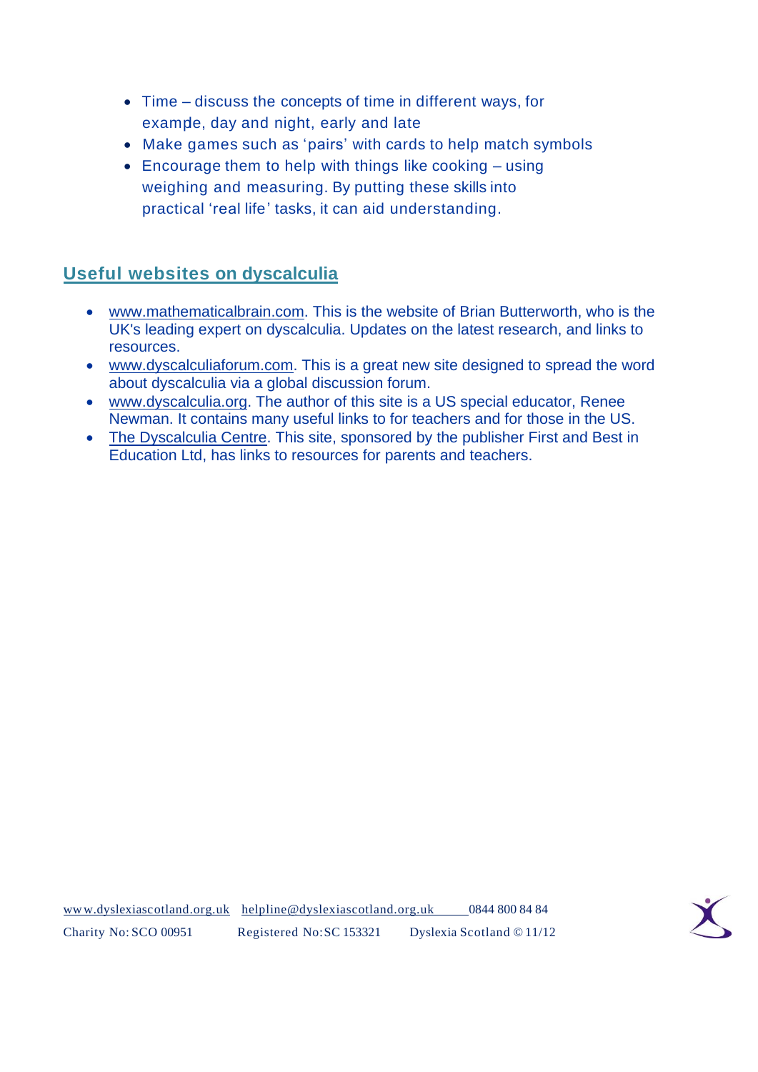- Time – discuss the concepts of time in different ways, for example, day and night, early and late
- Make games such as 'pairs' with cards to help match symbols
- Encourage them to help with things like cooking – using weighing and measuring. By putting these skills into practical 'real life' tasks, it can aid understanding.

## Useful websites on dyscalculia

- www.mathematicalbrain.com. This is the website of Brian Butterworth, who is the UK's leading expert on dyscalculia. Updates on the latest research, and links to resources.
- www.dyscalculiaforum.com. This is a great new site designed to spread the word about dyscalculia via a global discussion forum.
- www.dyscalculia.org. The author of this site is a US special educator, Renee Newman. It contains many useful links to for teachers and for those in the US.
- The Dyscalculia Centre. This site, sponsored by the publisher First and Best in Education Ltd, has links to resources for parents and teachers.